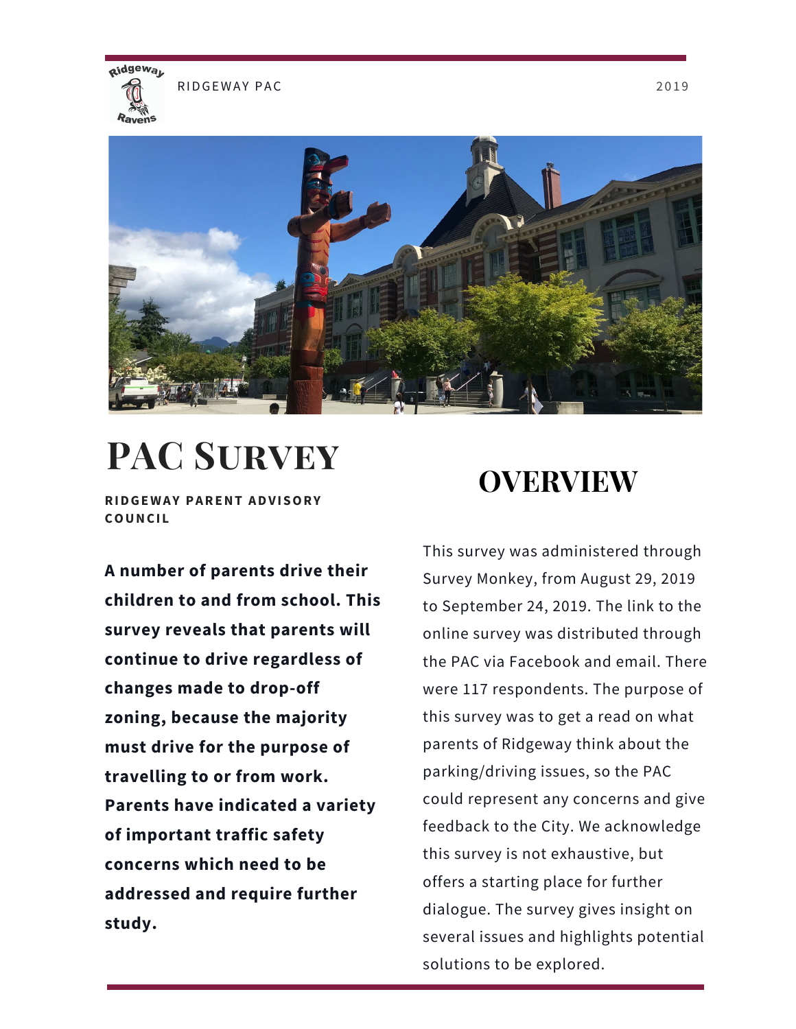# PAC Survey

**RIDGEWAY PARENT ADVISORY COUNCIL**

**A number of parents drive their children to and from school. This survey reveals that parents will continue to drive regardless of changes made to drop-off zoning, because the majority must drive for the purpose of travelling to or from work. Parents have indicated a variety of important traffic safety concerns which need to be addressed and require further study.**

## OVERVIEW

This survey was administered through Survey Monkey, from August 29, 2019 to September 24, 2019. The link to the online survey was distributed through the PAC via Facebook and email. There were 117 respondents. The purpose of this survey was to get a read on what parents of Ridgeway think about the parking/driving issues, so the PAC could represent any concerns and give feedback to the City. We acknowledge this survey is not exhaustive, but offers a starting place for further dialogue. The survey gives insight on several issues and highlights potential solutions to be explored.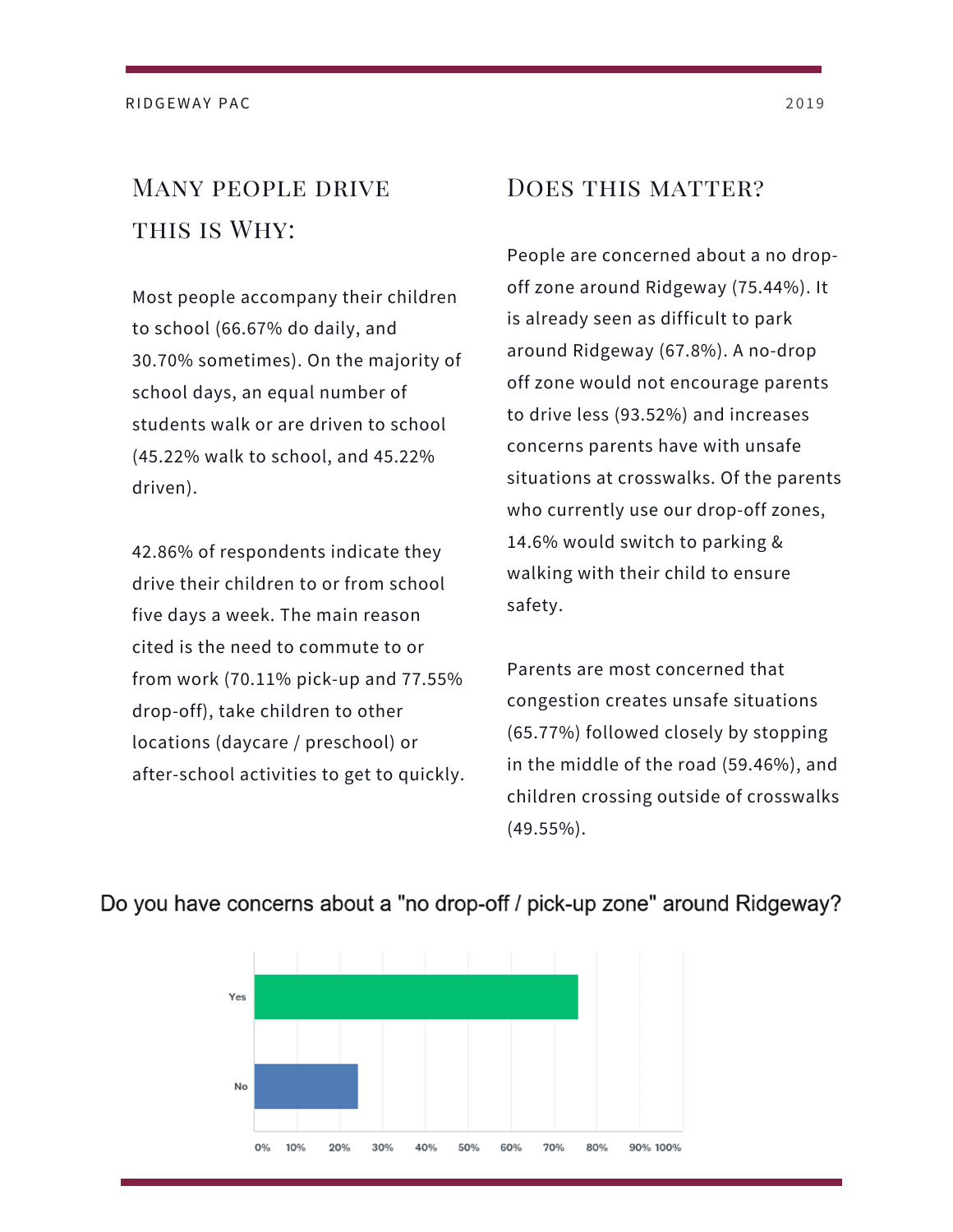## Many people drive this is Why:

Most people accompany their children to school (66.67% do daily, and 30.70% sometimes). On the majority of school days, an equal number of students walk or are driven to school (45.22% walk to school, and 45.22% driven).

42.86% of respondents indicate they drive their children to or from school five days a week. The main reason cited is the need to commute to or from work (70.11% pick-up and 77.55% drop-off), take children to other locations (daycare / preschool) or after-school activities to get to quickly.

## Does this matter?

People are concerned about a no drop-off zone around Ridgeway (75.44%). It is already seen as difficult to park around Ridgeway (67.8%). A no-drop off zone would not encourage parents to drive less (93.52%) and increases concerns parents have with unsafe situations at crosswalks. Of the parents who currently use our drop-off zones, 14.6% would switch to parking & walking with their child to ensure safety.

Parents are most concerned that congestion creates unsafe situations (65.77%) followed closely by stopping in the middle of the road (59.46%), and children crossing outside of crosswalks (49.55%).

Do you have concerns about a "no drop-off / pick-up zone" around Ridgeway?

| Response | Percentage |
| --- | --- |
| Yes | 75.44% |
| No | ~24% |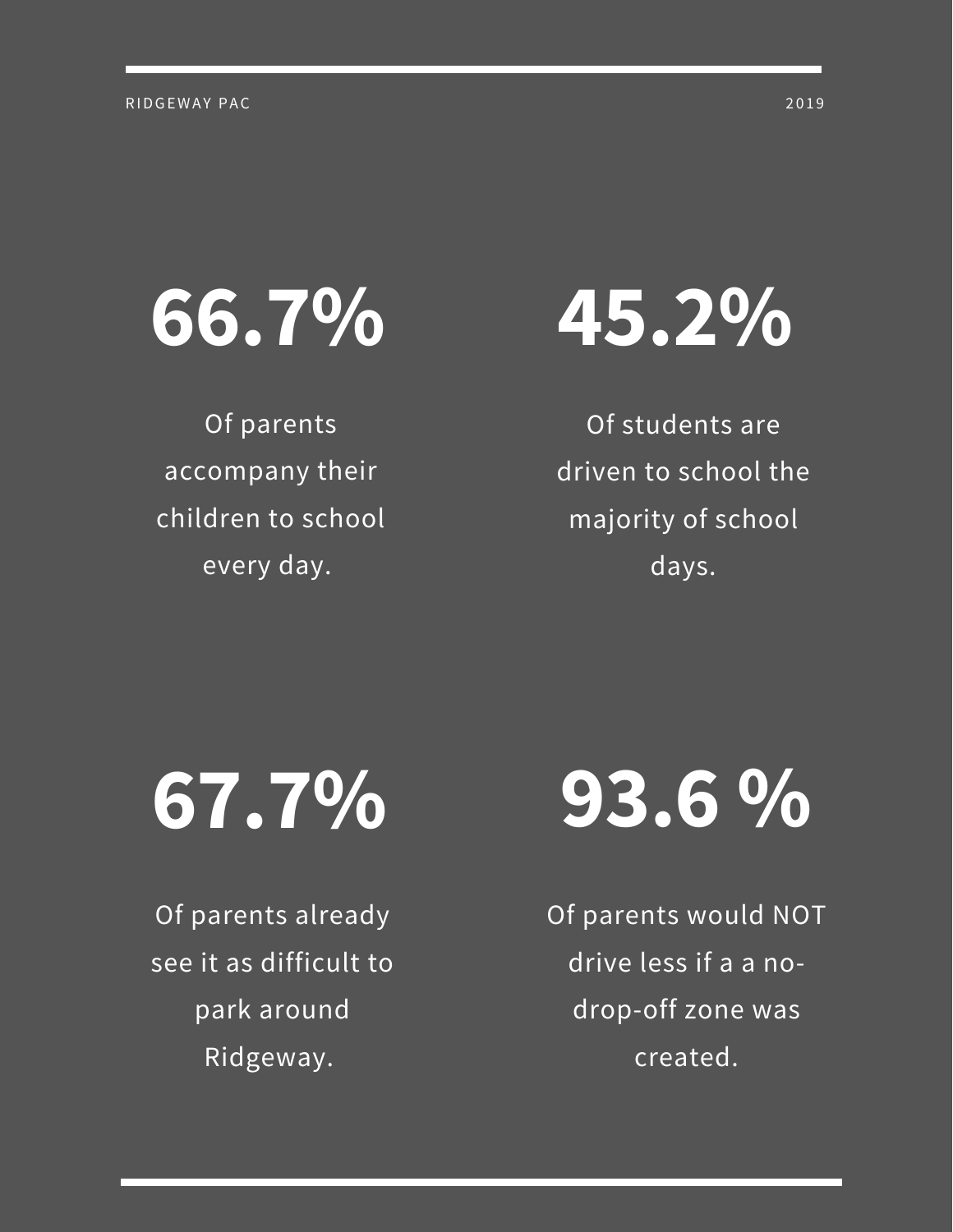# 66.7%

Of parents accompany their children to school every day.

# 45.2%

Of students are driven to school the majority of school days.

# 67.7%

Of parents already see it as difficult to park around Ridgeway.

# 93.6 %

Of parents would NOT drive less if a a no-drop-off zone was created.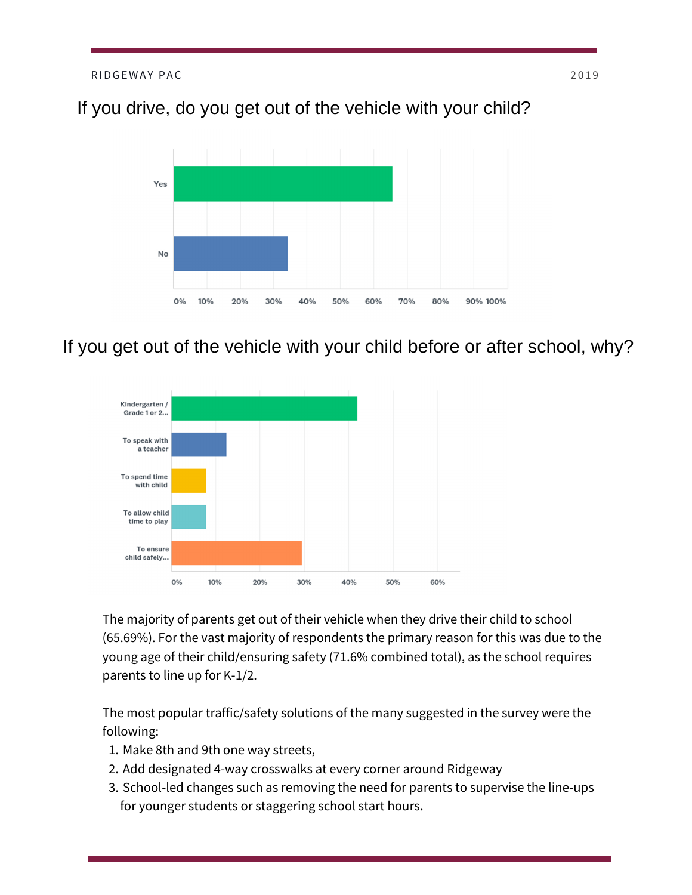## If you drive, do you get out of the vehicle with your child?

Yes

No

0% 10% 20% 30% 40% 50% 60% 70% 80% 90% 100%

## If you get out of the vehicle with your child before or after school, why?

Kindergarten / Grade 1 or 2...

To speak with a teacher

To spend time with child

To allow child time to play

To ensure child safely...

0% 10% 20% 30% 40% 50% 60%

The majority of parents get out of their vehicle when they drive their child to school (65.69%). For the vast majority of respondents the primary reason for this was due to the young age of their child/ensuring safety (71.6% combined total), as the school requires parents to line up for K-1/2.

The most popular traffic/safety solutions of the many suggested in the survey were the following:

1. Make 8th and 9th one way streets,
2. Add designated 4-way crosswalks at every corner around Ridgeway
3. School-led changes such as removing the need for parents to supervise the line-ups for younger students or staggering school start hours.